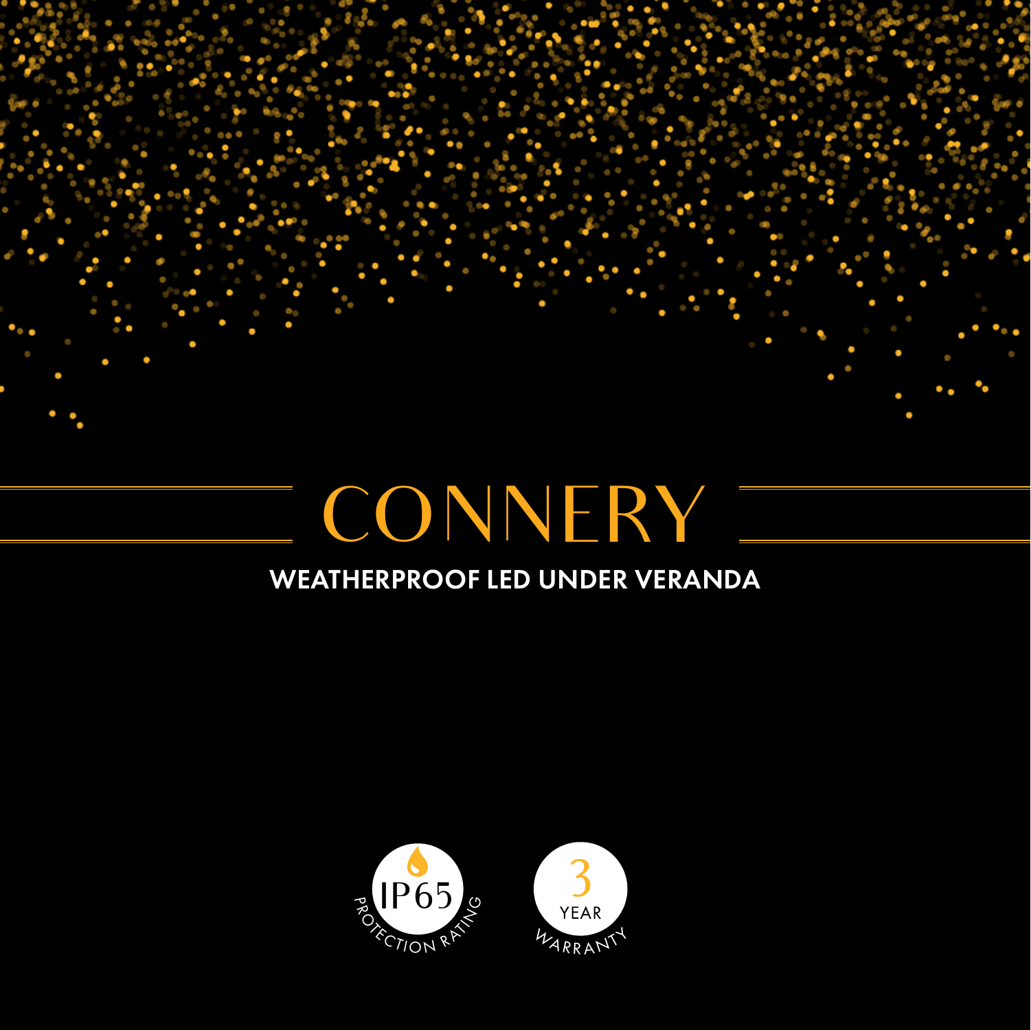# CONNERY

## WEATHERPROOF LED UNDER VERANDA

IP65 PROTECTION RATING

3 YEAR WARRANTY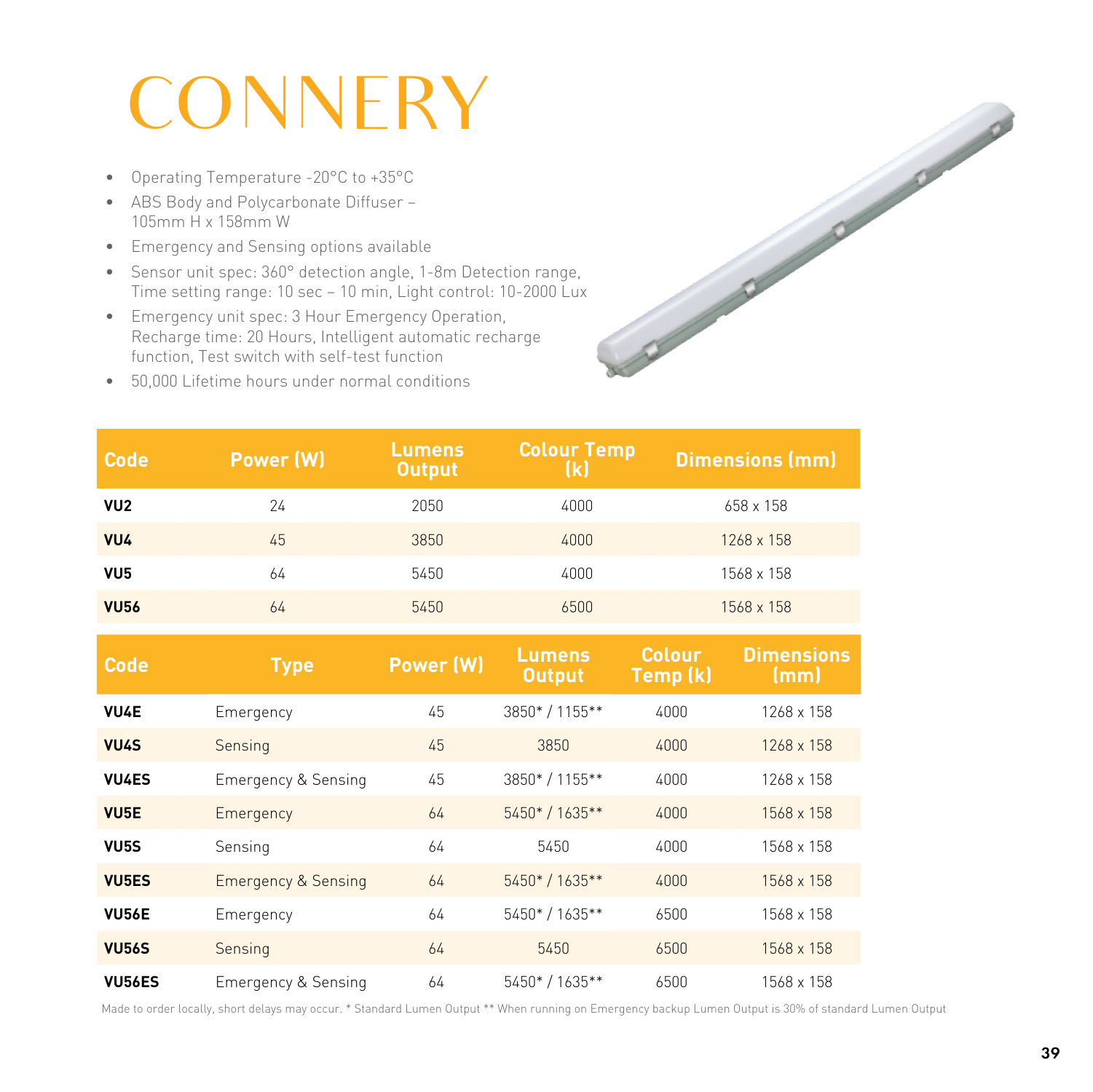# CONNERY

- Operating Temperature -20°C to +35°C
- ABS Body and Polycarbonate Diffuser – 105mm H x 158mm W
- Emergency and Sensing options available
- Sensor unit spec: 360° detection angle, 1-8m Detection range, Time setting range: 10 sec – 10 min, Light control: 10-2000 Lux
- Emergency unit spec: 3 Hour Emergency Operation, Recharge time: 20 Hours, Intelligent automatic recharge function, Test switch with self-test function
- 50,000 Lifetime hours under normal conditions

| Code | Power (W) | Lumens Output | Colour Temp (k) | Dimensions (mm) |
|---|---|---|---|---|
| **VU2** | 24 | 2050 | 4000 | 658 x 158 |
| **VU4** | 45 | 3850 | 4000 | 1268 x 158 |
| **VU5** | 64 | 5450 | 4000 | 1568 x 158 |
| **VU56** | 64 | 5450 | 6500 | 1568 x 158 |

| Code | Type | Power (W) | Lumens Output | Colour Temp (k) | Dimensions (mm) |
|---|---|---|---|---|---|
| **VU4E** | Emergency | 45 | 3850* / 1155** | 4000 | 1268 x 158 |
| **VU4S** | Sensing | 45 | 3850 | 4000 | 1268 x 158 |
| **VU4ES** | Emergency & Sensing | 45 | 3850* / 1155** | 4000 | 1268 x 158 |
| **VU5E** | Emergency | 64 | 5450* / 1635** | 4000 | 1568 x 158 |
| **VU5S** | Sensing | 64 | 5450 | 4000 | 1568 x 158 |
| **VU5ES** | Emergency & Sensing | 64 | 5450* / 1635** | 4000 | 1568 x 158 |
| **VU56E** | Emergency | 64 | 5450* / 1635** | 6500 | 1568 x 158 |
| **VU56S** | Sensing | 64 | 5450 | 6500 | 1568 x 158 |
| **VU56ES** | Emergency & Sensing | 64 | 5450* / 1635** | 6500 | 1568 x 158 |

Made to order locally, short delays may occur. * Standard Lumen Output ** When running on Emergency backup Lumen Output is 30% of standard Lumen Output